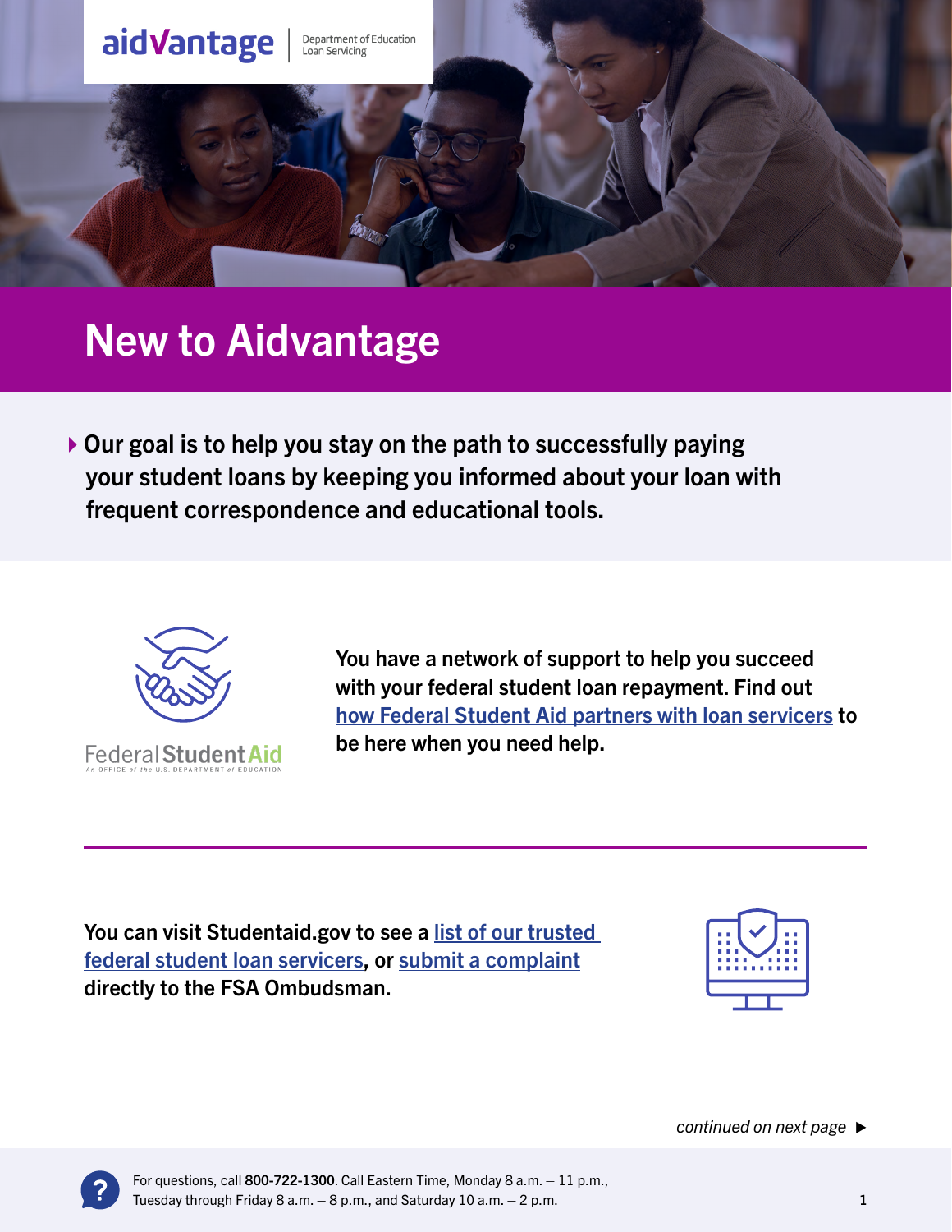aidvantage | Department of Education Loan Servicing

# New to Aidvantage

**Our goal is to help you stay on the path to successfully paying your student loans by keeping you informed about your loan with frequent correspondence and educational tools.**

Federal Student Aid — An OFFICE of the U.S. DEPARTMENT of EDUCATION

**You have a network of support to help you succeed with your federal student loan repayment. Find out how Federal Student Aid partners with loan servicers to be here when you need help.**

**You can visit Studentaid.gov to see a list of our trusted federal student loan servicers, or submit a complaint directly to the FSA Ombudsman.**

*continued on next page* ▶

For questions, call **800-722-1300**. Call Eastern Time, Monday 8 a.m. – 11 p.m., Tuesday through Friday 8 a.m. – 8 p.m., and Saturday 10 a.m. – 2 p.m.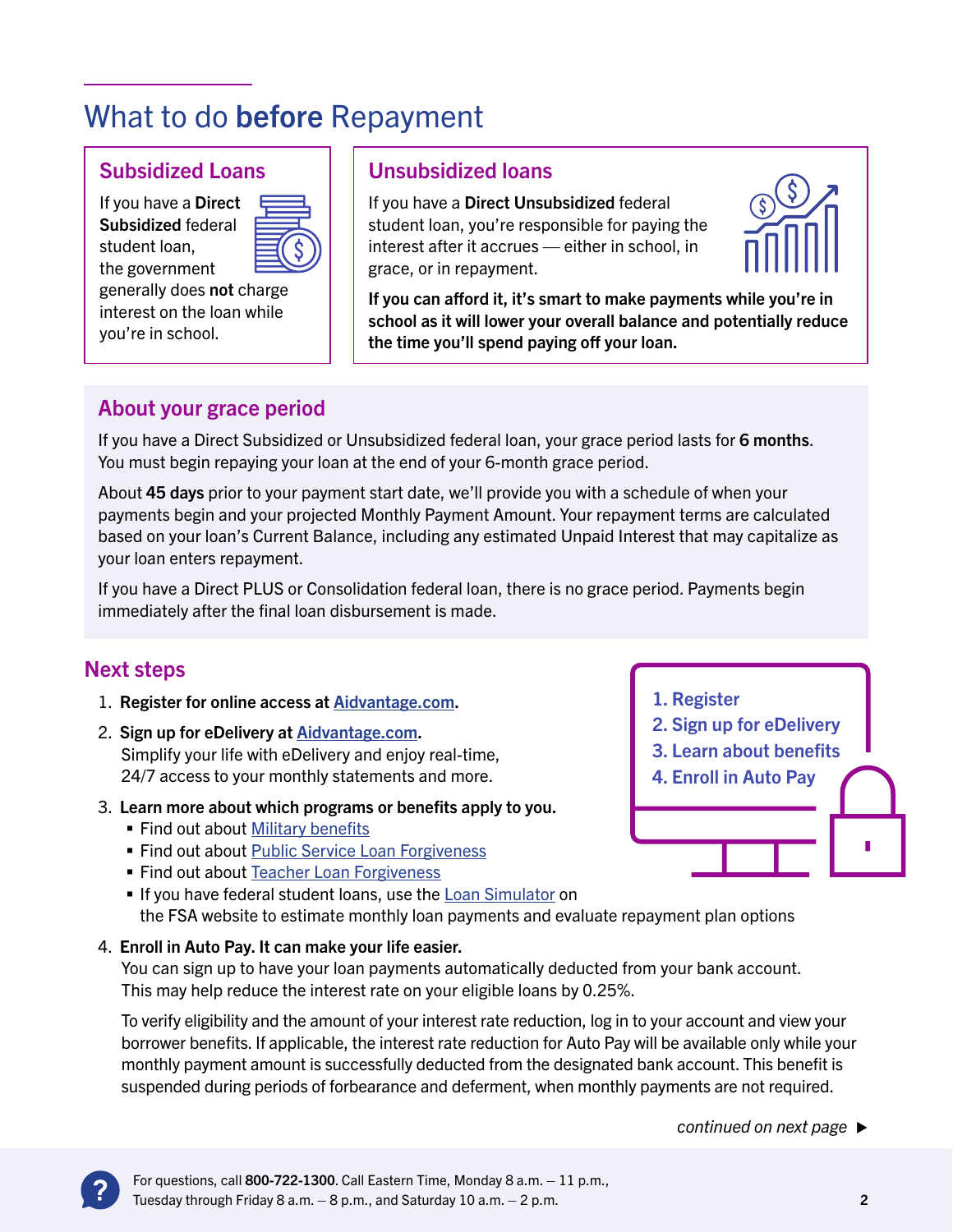# What to do **before** Repayment

## Subsidized Loans

If you have a **Direct Subsidized** federal student loan, the government generally does **not** charge interest on the loan while you're in school.

## Unsubsidized loans

If you have a **Direct Unsubsidized** federal student loan, you're responsible for paying the interest after it accrues — either in school, in grace, or in repayment.

**If you can afford it, it's smart to make payments while you're in school as it will lower your overall balance and potentially reduce the time you'll spend paying off your loan.**

## About your grace period

If you have a Direct Subsidized or Unsubsidized federal loan, your grace period lasts for **6 months**. You must begin repaying your loan at the end of your 6-month grace period.

About **45 days** prior to your payment start date, we'll provide you with a schedule of when your payments begin and your projected Monthly Payment Amount. Your repayment terms are calculated based on your loan's Current Balance, including any estimated Unpaid Interest that may capitalize as your loan enters repayment.

If you have a Direct PLUS or Consolidation federal loan, there is no grace period. Payments begin immediately after the final loan disbursement is made.

## Next steps

1. Register
2. Sign up for eDelivery
3. Learn about benefits
4. Enroll in Auto Pay

1. **Register for online access at [Aidvantage.com](Aidvantage.com).**
2. **Sign up for eDelivery at [Aidvantage.com](Aidvantage.com).**
   Simplify your life with eDelivery and enjoy real-time, 24/7 access to your monthly statements and more.
3. **Learn more about which programs or benefits apply to you.**
   - Find out about Military benefits
   - Find out about Public Service Loan Forgiveness
   - Find out about Teacher Loan Forgiveness
   - If you have federal student loans, use the Loan Simulator on the FSA website to estimate monthly loan payments and evaluate repayment plan options
4. **Enroll in Auto Pay. It can make your life easier.**
   You can sign up to have your loan payments automatically deducted from your bank account. This may help reduce the interest rate on your eligible loans by 0.25%.

   To verify eligibility and the amount of your interest rate reduction, log in to your account and view your borrower benefits. If applicable, the interest rate reduction for Auto Pay will be available only while your monthly payment amount is successfully deducted from the designated bank account. This benefit is suspended during periods of forbearance and deferment, when monthly payments are not required.

*continued on next page* ▶

For questions, call **800-722-1300**. Call Eastern Time, Monday 8 a.m. – 11 p.m., Tuesday through Friday 8 a.m. – 8 p.m., and Saturday 10 a.m. – 2 p.m.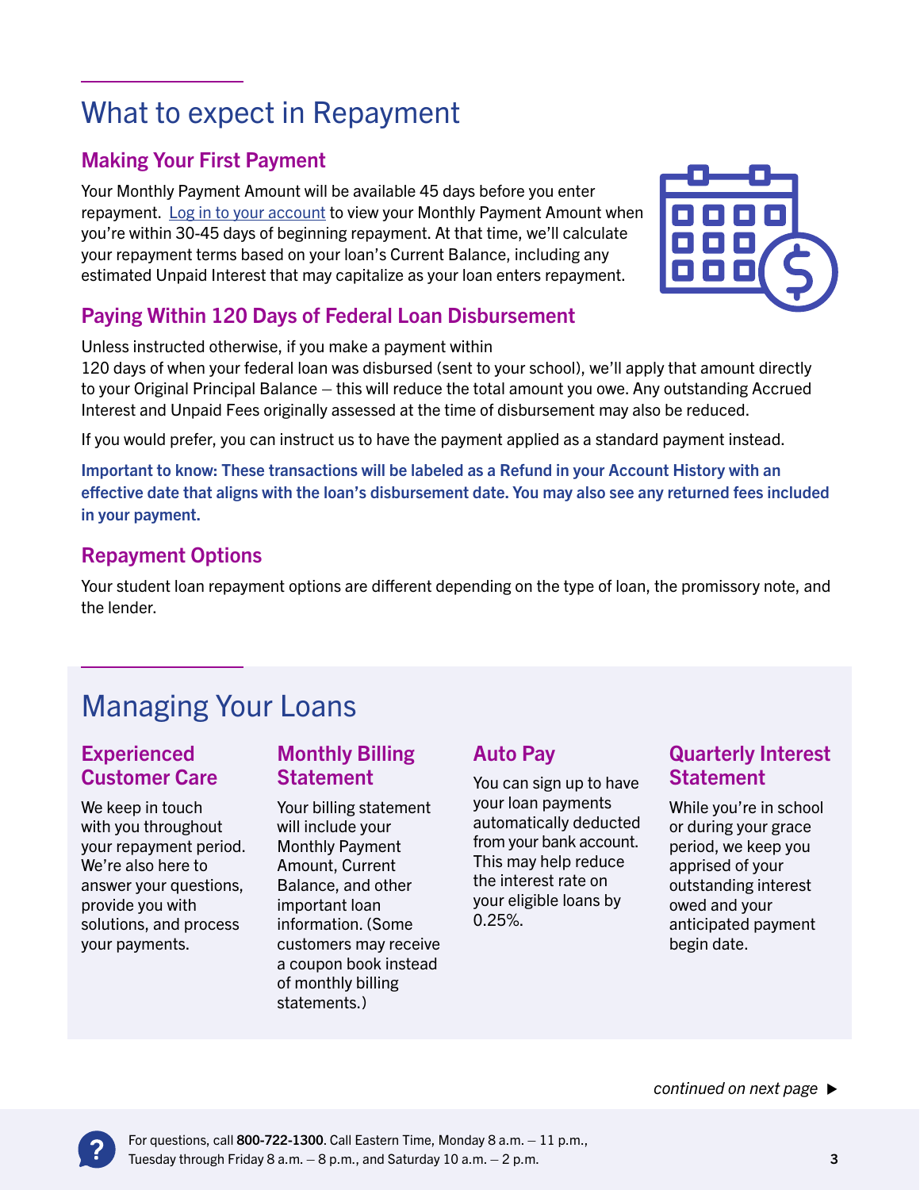## What to expect in Repayment

### Making Your First Payment

Your Monthly Payment Amount will be available 45 days before you enter repayment. [Log in to your account](#) to view your Monthly Payment Amount when you're within 30-45 days of beginning repayment. At that time, we'll calculate your repayment terms based on your loan's Current Balance, including any estimated Unpaid Interest that may capitalize as your loan enters repayment.

### Paying Within 120 Days of Federal Loan Disbursement

Unless instructed otherwise, if you make a payment within 120 days of when your federal loan was disbursed (sent to your school), we'll apply that amount directly to your Original Principal Balance – this will reduce the total amount you owe. Any outstanding Accrued Interest and Unpaid Fees originally assessed at the time of disbursement may also be reduced.

If you would prefer, you can instruct us to have the payment applied as a standard payment instead.

**Important to know: These transactions will be labeled as a Refund in your Account History with an effective date that aligns with the loan's disbursement date. You may also see any returned fees included in your payment.**

### Repayment Options

Your student loan repayment options are different depending on the type of loan, the promissory note, and the lender.

## Managing Your Loans

### Experienced Customer Care

We keep in touch with you throughout your repayment period. We're also here to answer your questions, provide you with solutions, and process your payments.

### Monthly Billing Statement

Your billing statement will include your Monthly Payment Amount, Current Balance, and other important loan information. (Some customers may receive a coupon book instead of monthly billing statements.)

### Auto Pay

You can sign up to have your loan payments automatically deducted from your bank account. This may help reduce the interest rate on your eligible loans by 0.25%.

### Quarterly Interest Statement

While you're in school or during your grace period, we keep you apprised of your outstanding interest owed and your anticipated payment begin date.

*continued on next page* ▶

For questions, call **800-722-1300**. Call Eastern Time, Monday 8 a.m. – 11 p.m., Tuesday through Friday 8 a.m. – 8 p.m., and Saturday 10 a.m. – 2 p.m.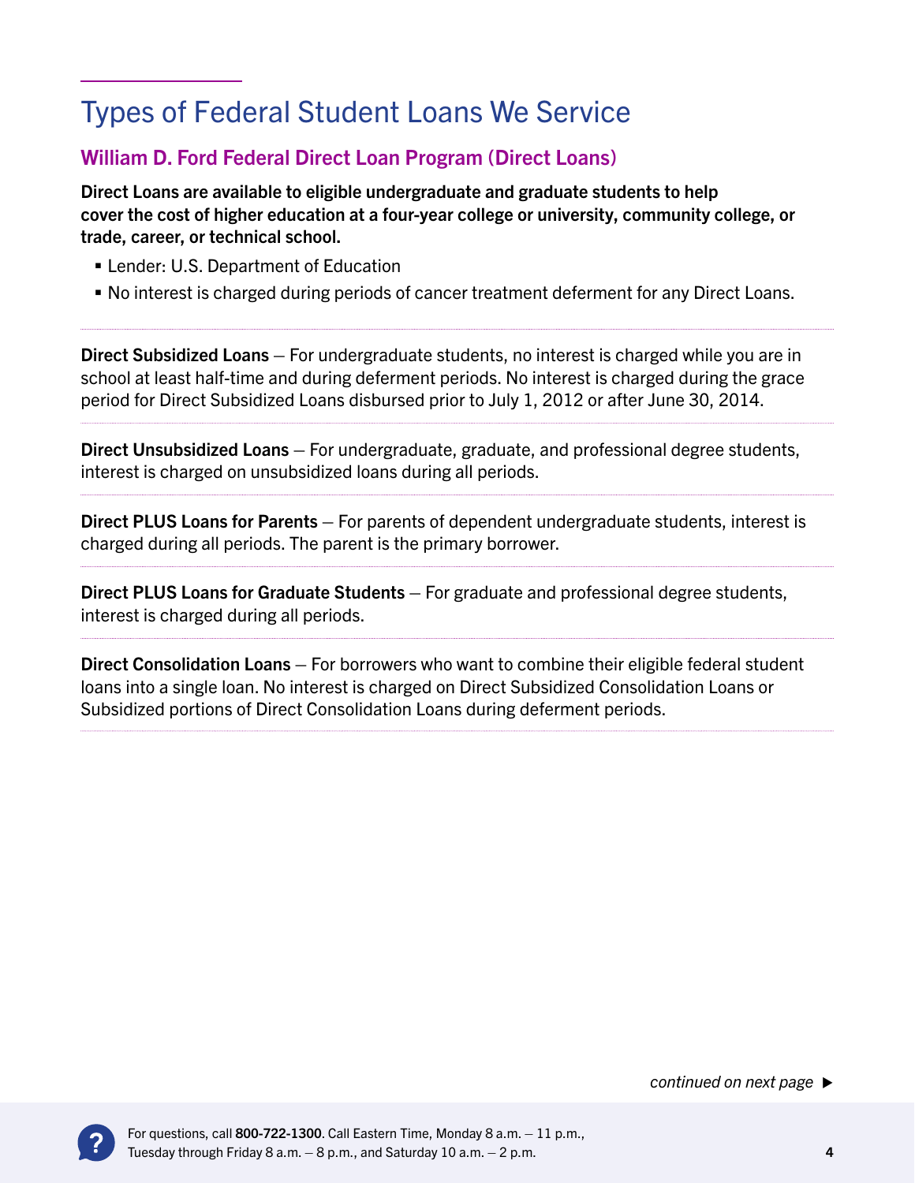## Types of Federal Student Loans We Service

### William D. Ford Federal Direct Loan Program (Direct Loans)

**Direct Loans are available to eligible undergraduate and graduate students to help cover the cost of higher education at a four-year college or university, community college, or trade, career, or technical school.**

- Lender: U.S. Department of Education
- No interest is charged during periods of cancer treatment deferment for any Direct Loans.

**Direct Subsidized Loans** – For undergraduate students, no interest is charged while you are in school at least half-time and during deferment periods. No interest is charged during the grace period for Direct Subsidized Loans disbursed prior to July 1, 2012 or after June 30, 2014.

**Direct Unsubsidized Loans** – For undergraduate, graduate, and professional degree students, interest is charged on unsubsidized loans during all periods.

**Direct PLUS Loans for Parents** – For parents of dependent undergraduate students, interest is charged during all periods. The parent is the primary borrower.

**Direct PLUS Loans for Graduate Students** – For graduate and professional degree students, interest is charged during all periods.

**Direct Consolidation Loans** – For borrowers who want to combine their eligible federal student loans into a single loan. No interest is charged on Direct Subsidized Consolidation Loans or Subsidized portions of Direct Consolidation Loans during deferment periods.

*continued on next page* ▶

For questions, call **800-722-1300**. Call Eastern Time, Monday 8 a.m. – 11 p.m., Tuesday through Friday 8 a.m. – 8 p.m., and Saturday 10 a.m. – 2 p.m.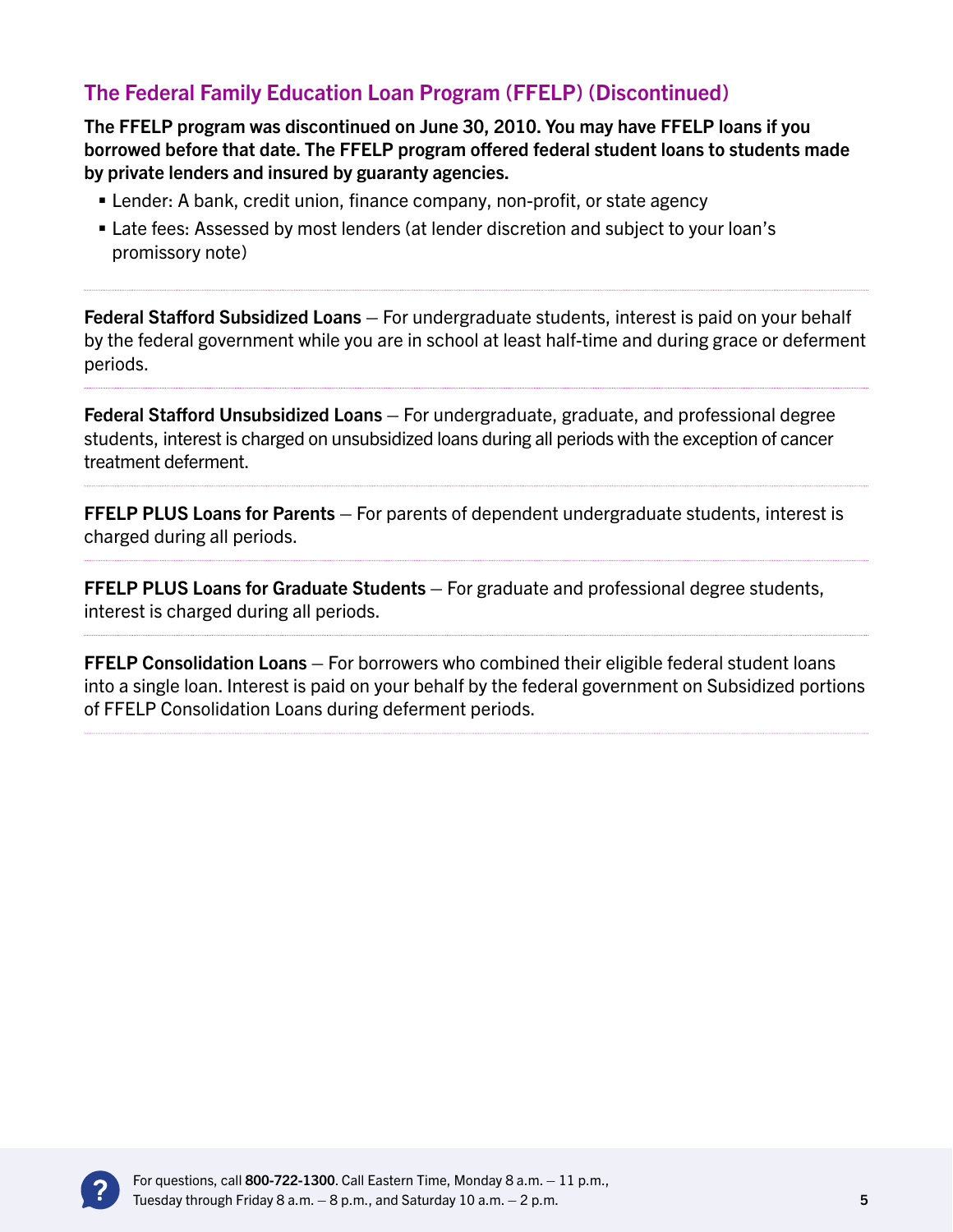## The Federal Family Education Loan Program (FFELP) (Discontinued)

**The FFELP program was discontinued on June 30, 2010. You may have FFELP loans if you borrowed before that date. The FFELP program offered federal student loans to students made by private lenders and insured by guaranty agencies.**

- Lender: A bank, credit union, finance company, non-profit, or state agency
- Late fees: Assessed by most lenders (at lender discretion and subject to your loan's promissory note)

**Federal Stafford Subsidized Loans** – For undergraduate students, interest is paid on your behalf by the federal government while you are in school at least half-time and during grace or deferment periods.

**Federal Stafford Unsubsidized Loans** – For undergraduate, graduate, and professional degree students, interest is charged on unsubsidized loans during all periods with the exception of cancer treatment deferment.

**FFELP PLUS Loans for Parents** – For parents of dependent undergraduate students, interest is charged during all periods.

**FFELP PLUS Loans for Graduate Students** – For graduate and professional degree students, interest is charged during all periods.

**FFELP Consolidation Loans** – For borrowers who combined their eligible federal student loans into a single loan. Interest is paid on your behalf by the federal government on Subsidized portions of FFELP Consolidation Loans during deferment periods.